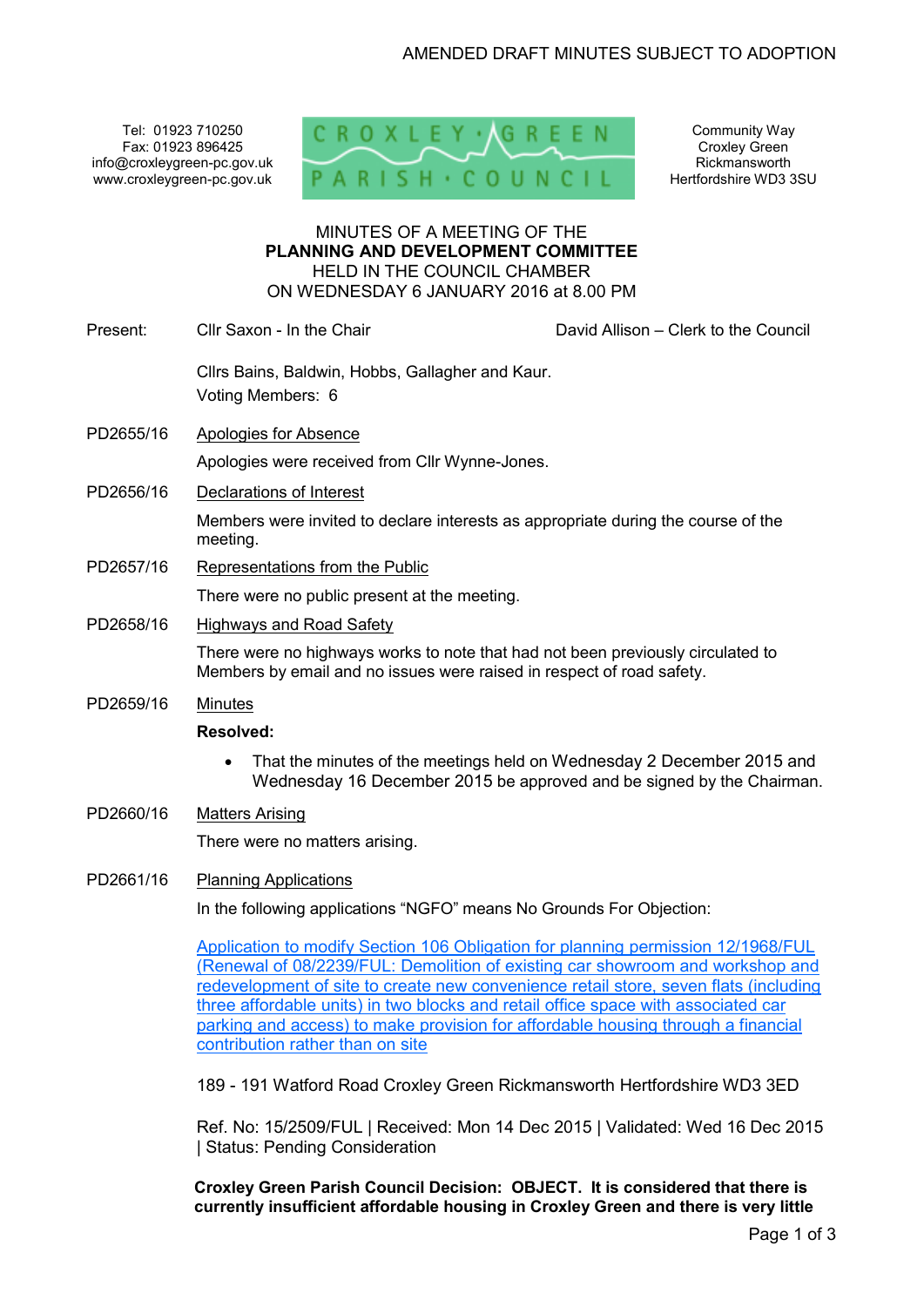AMENDED DRAFT MINUTES SUBJECT TO ADOPTION

Tel: 01923 710250
Fax: 01923 896425
info@croxleygreen-pc.gov.uk
www.croxleygreen-pc.gov.uk

CROXLEY GREEN PARISH COUNCIL

Community Way
Croxley Green
Rickmansworth
Hertfordshire WD3 3SU

MINUTES OF A MEETING OF THE
**PLANNING AND DEVELOPMENT COMMITTEE**
HELD IN THE COUNCIL CHAMBER
ON WEDNESDAY 6 JANUARY 2016 at 8.00 PM

Present: Cllr Saxon - In the Chair — David Allison – Clerk to the Council

Cllrs Bains, Baldwin, Hobbs, Gallagher and Kaur.
Voting Members: 6

PD2655/16 Apologies for Absence

Apologies were received from Cllr Wynne-Jones.

PD2656/16 Declarations of Interest

Members were invited to declare interests as appropriate during the course of the meeting.

PD2657/16 Representations from the Public

There were no public present at the meeting.

PD2658/16 Highways and Road Safety

There were no highways works to note that had not been previously circulated to Members by email and no issues were raised in respect of road safety.

PD2659/16 Minutes

**Resolved:**

- That the minutes of the meetings held on Wednesday 2 December 2015 and Wednesday 16 December 2015 be approved and be signed by the Chairman.

PD2660/16 Matters Arising

There were no matters arising.

PD2661/16 Planning Applications

In the following applications "NGFO" means No Grounds For Objection:

Application to modify Section 106 Obligation for planning permission 12/1968/FUL (Renewal of 08/2239/FUL: Demolition of existing car showroom and workshop and redevelopment of site to create new convenience retail store, seven flats (including three affordable units) in two blocks and retail office space with associated car parking and access) to make provision for affordable housing through a financial contribution rather than on site

189 - 191 Watford Road Croxley Green Rickmansworth Hertfordshire WD3 3ED

Ref. No: 15/2509/FUL | Received: Mon 14 Dec 2015 | Validated: Wed 16 Dec 2015 | Status: Pending Consideration

**Croxley Green Parish Council Decision: OBJECT. It is considered that there is currently insufficient affordable housing in Croxley Green and there is very little**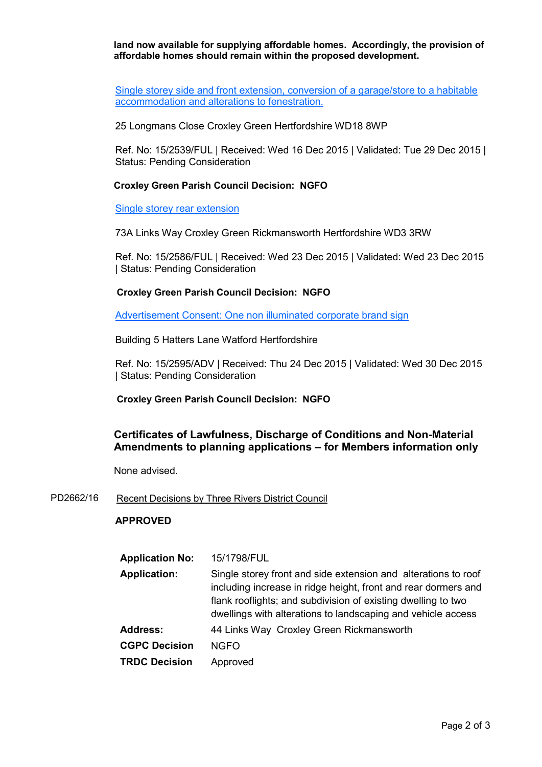**land now available for supplying affordable homes. Accordingly, the provision of affordable homes should remain within the proposed development.**

Single storey side and front extension, conversion of a garage/store to a habitable accommodation and alterations to fenestration.

25 Longmans Close Croxley Green Hertfordshire WD18 8WP

Ref. No: 15/2539/FUL | Received: Wed 16 Dec 2015 | Validated: Tue 29 Dec 2015 | Status: Pending Consideration

**Croxley Green Parish Council Decision: NGFO**

Single storey rear extension

73A Links Way Croxley Green Rickmansworth Hertfordshire WD3 3RW

Ref. No: 15/2586/FUL | Received: Wed 23 Dec 2015 | Validated: Wed 23 Dec 2015 | Status: Pending Consideration

**Croxley Green Parish Council Decision: NGFO**

Advertisement Consent: One non illuminated corporate brand sign

Building 5 Hatters Lane Watford Hertfordshire

Ref. No: 15/2595/ADV | Received: Thu 24 Dec 2015 | Validated: Wed 30 Dec 2015 | Status: Pending Consideration

**Croxley Green Parish Council Decision: NGFO**

### Certificates of Lawfulness, Discharge of Conditions and Non-Material Amendments to planning applications – for Members information only

None advised.

PD2662/16 Recent Decisions by Three Rivers District Council

**APPROVED**

| | |
|---|---|
| **Application No:** | 15/1798/FUL |
| **Application:** | Single storey front and side extension and alterations to roof including increase in ridge height, front and rear dormers and flank rooflights; and subdivision of existing dwelling to two dwellings with alterations to landscaping and vehicle access |
| **Address:** | 44 Links Way Croxley Green Rickmansworth |
| **CGPC Decision** | NGFO |
| **TRDC Decision** | Approved |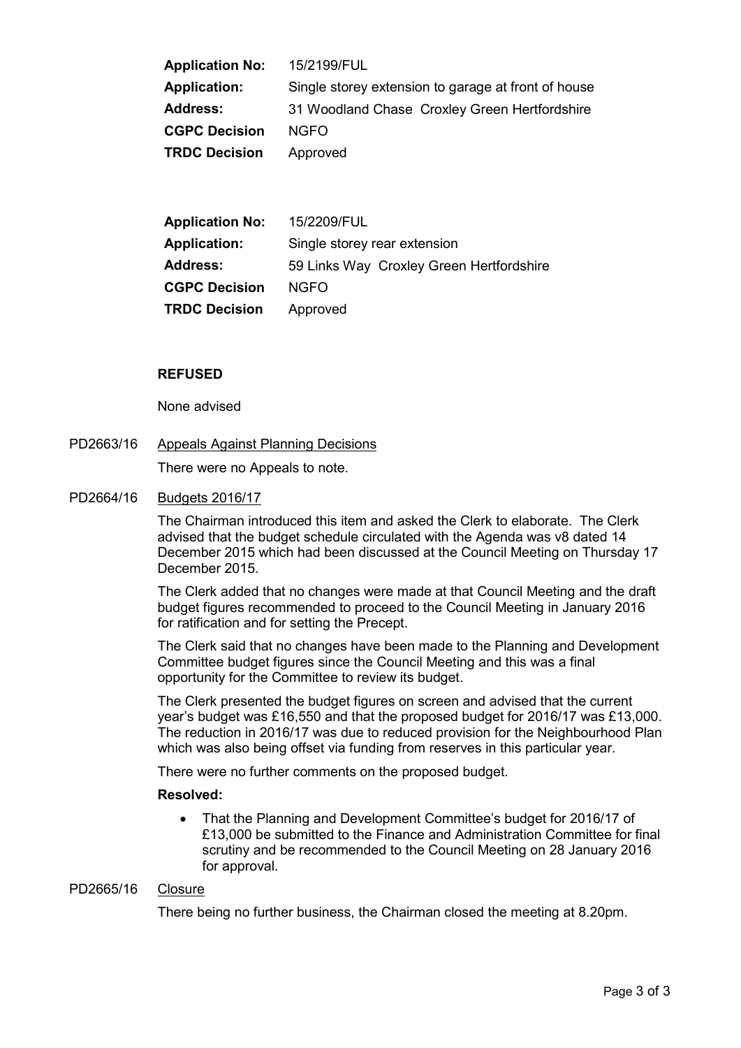| | |
|---|---|
| **Application No:** | 15/2199/FUL |
| **Application:** | Single storey extension to garage at front of house |
| **Address:** | 31 Woodland Chase Croxley Green Hertfordshire |
| **CGPC Decision** | NGFO |
| **TRDC Decision** | Approved |

| | |
|---|---|
| **Application No:** | 15/2209/FUL |
| **Application:** | Single storey rear extension |
| **Address:** | 59 Links Way Croxley Green Hertfordshire |
| **CGPC Decision** | NGFO |
| **TRDC Decision** | Approved |

**REFUSED**

None advised

PD2663/16 Appeals Against Planning Decisions

There were no Appeals to note.

PD2664/16 Budgets 2016/17

The Chairman introduced this item and asked the Clerk to elaborate. The Clerk advised that the budget schedule circulated with the Agenda was v8 dated 14 December 2015 which had been discussed at the Council Meeting on Thursday 17 December 2015.

The Clerk added that no changes were made at that Council Meeting and the draft budget figures recommended to proceed to the Council Meeting in January 2016 for ratification and for setting the Precept.

The Clerk said that no changes have been made to the Planning and Development Committee budget figures since the Council Meeting and this was a final opportunity for the Committee to review its budget.

The Clerk presented the budget figures on screen and advised that the current year's budget was £16,550 and that the proposed budget for 2016/17 was £13,000. The reduction in 2016/17 was due to reduced provision for the Neighbourhood Plan which was also being offset via funding from reserves in this particular year.

There were no further comments on the proposed budget.

**Resolved:**

- That the Planning and Development Committee's budget for 2016/17 of £13,000 be submitted to the Finance and Administration Committee for final scrutiny and be recommended to the Council Meeting on 28 January 2016 for approval.

PD2665/16 Closure

There being no further business, the Chairman closed the meeting at 8.20pm.